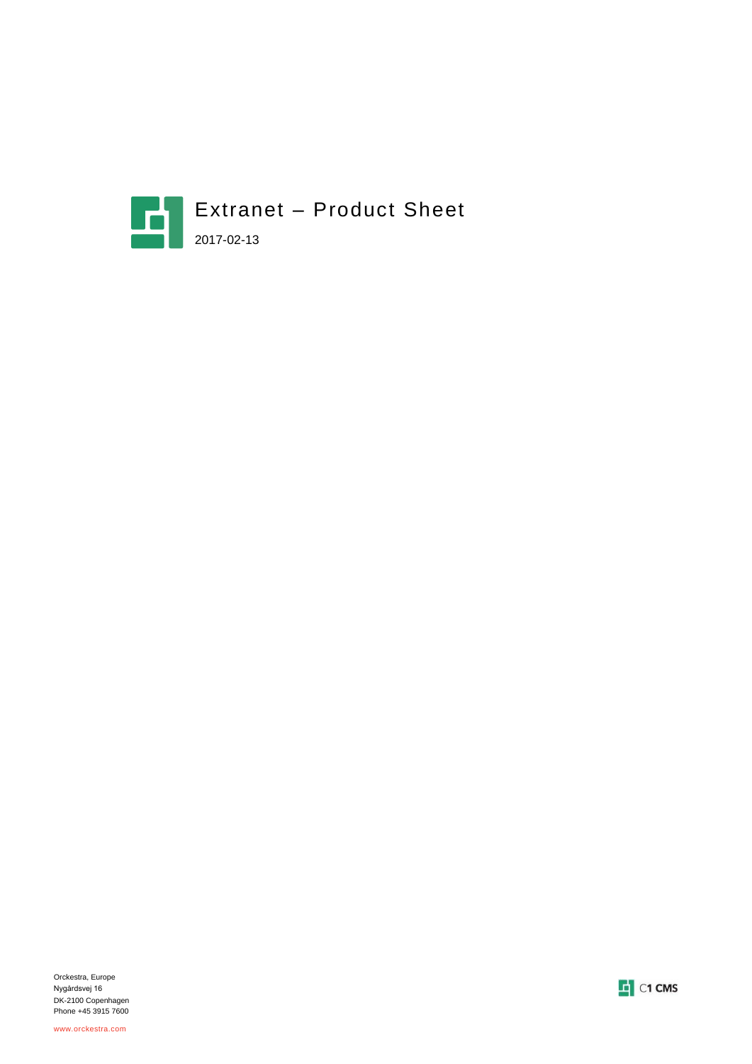# Extranet – Product Sheet

2017-02-13

Orckestra, Europe
Nygårdsvej 16
DK-2100 Copenhagen
Phone +45 3915 7600

www.orckestra.com

C1 CMS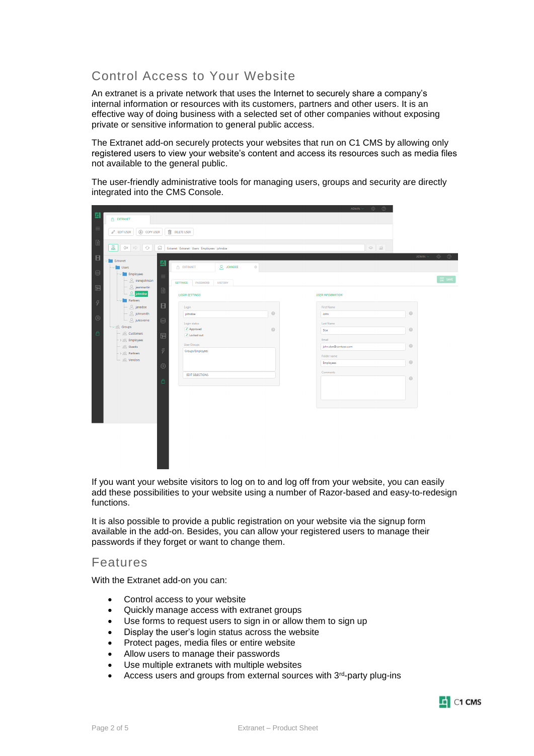## Control Access to Your Website

An extranet is a private network that uses the Internet to securely share a company's internal information or resources with its customers, partners and other users. It is an effective way of doing business with a selected set of other companies without exposing private or sensitive information to general public access.

The Extranet add-on securely protects your websites that run on C1 CMS by allowing only registered users to view your website's content and access its resources such as media files not available to the general public.

The user-friendly administrative tools for managing users, groups and security are directly integrated into the CMS Console.

If you want your website visitors to log on to and log off from your website, you can easily add these possibilities to your website using a number of Razor-based and easy-to-redesign functions.

It is also possible to provide a public registration on your website via the signup form available in the add-on. Besides, you can allow your registered users to manage their passwords if they forget or want to change them.

## Features

With the Extranet add-on you can:

- Control access to your website
- Quickly manage access with extranet groups
- Use forms to request users to sign in or allow them to sign up
- Display the user's login status across the website
- Protect pages, media files or entire website
- Allow users to manage their passwords
- Use multiple extranets with multiple websites
- Access users and groups from external sources with 3rd-party plug-ins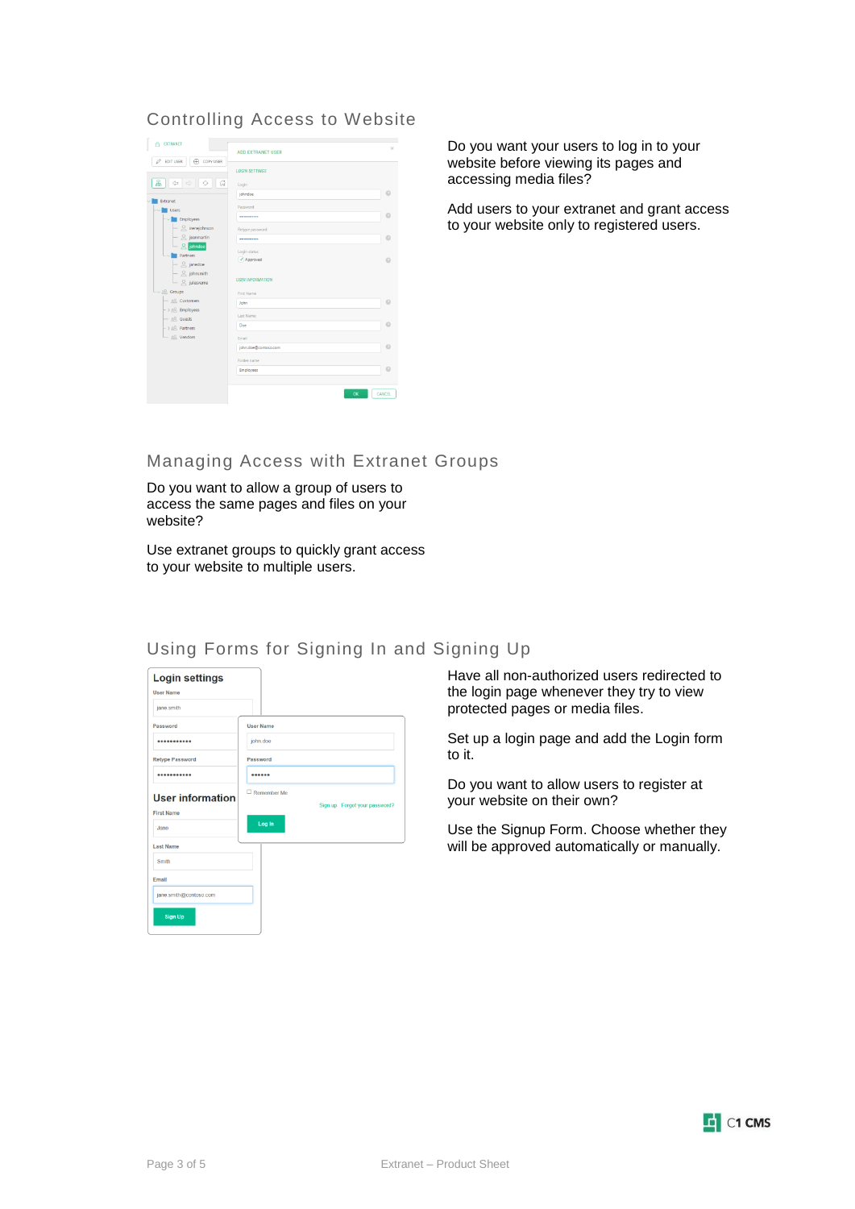## Controlling Access to Website

Do you want your users to log in to your website before viewing its pages and accessing media files?

Add users to your extranet and grant access to your website only to registered users.

## Managing Access with Extranet Groups

Do you want to allow a group of users to access the same pages and files on your website?

Use extranet groups to quickly grant access to your website to multiple users.

## Using Forms for Signing In and Signing Up

Have all non-authorized users redirected to the login page whenever they try to view protected pages or media files.

Set up a login page and add the Login form to it.

Do you want to allow users to register at your website on their own?

Use the Signup Form. Choose whether they will be approved automatically or manually.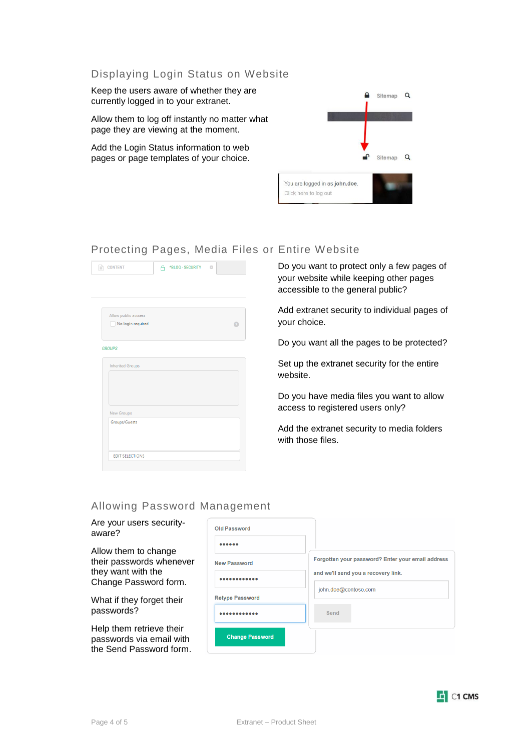## Displaying Login Status on Website

Keep the users aware of whether they are currently logged in to your extranet.

Allow them to log off instantly no matter what page they are viewing at the moment.

Add the Login Status information to web pages or page templates of your choice.

## Protecting Pages, Media Files or Entire Website

Do you want to protect only a few pages of your website while keeping other pages accessible to the general public?

Add extranet security to individual pages of your choice.

Do you want all the pages to be protected?

Set up the extranet security for the entire website.

Do you have media files you want to allow access to registered users only?

Add the extranet security to media folders with those files.

## Allowing Password Management

Are your users security-aware?

Allow them to change their passwords whenever they want with the Change Password form.

What if they forget their passwords?

Help them retrieve their passwords via email with the Send Password form.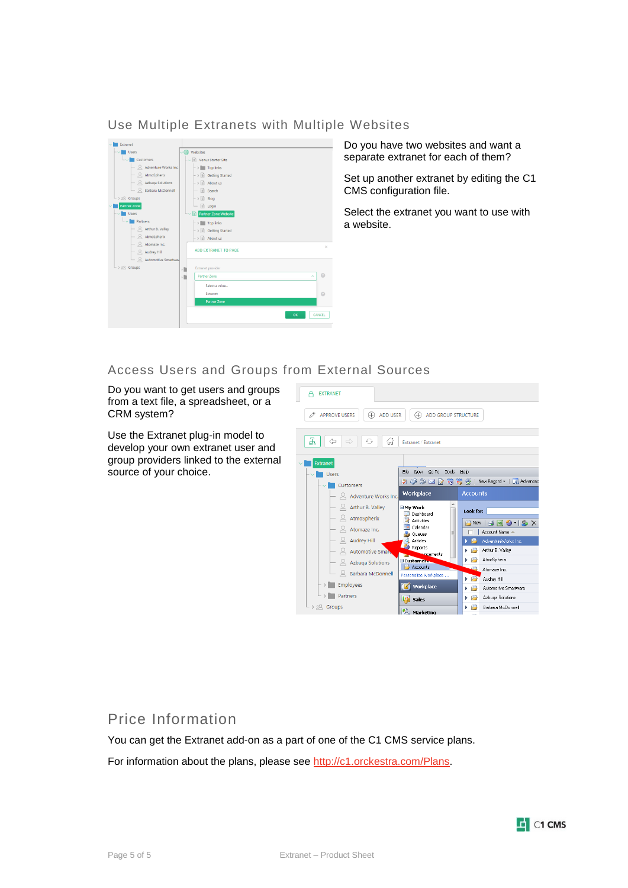## Use Multiple Extranets with Multiple Websites

Do you have two websites and want a separate extranet for each of them?

Set up another extranet by editing the C1 CMS configuration file.

Select the extranet you want to use with a website.

## Access Users and Groups from External Sources

Do you want to get users and groups from a text file, a spreadsheet, or a CRM system?

Use the Extranet plug-in model to develop your own extranet user and group providers linked to the external source of your choice.

## Price Information

You can get the Extranet add-on as a part of one of the C1 CMS service plans.

For information about the plans, please see http://c1.orckestra.com/Plans.